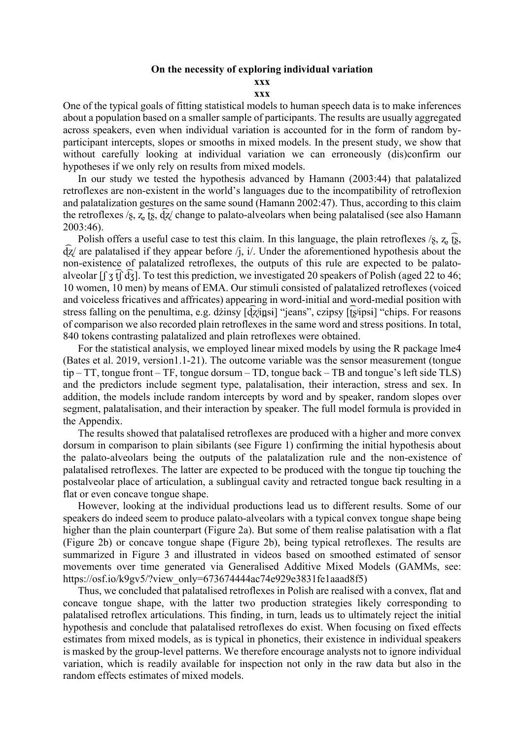**On the necessity of exploring individual variation**

**xxx**

**xxx**

One of the typical goals of fitting statistical models to human speech data is to make inferences about a population based on a smaller sample of participants. The results are usually aggregated across speakers, even when individual variation is accounted for in the form of random by-participant intercepts, slopes or smooths in mixed models. In the present study, we show that without carefully looking at individual variation we can erroneously (dis)confirm our hypotheses if we only rely on results from mixed models.

In our study we tested the hypothesis advanced by Hamann (2003:44) that palatalized retroflexes are non-existent in the world's languages due to the incompatibility of retroflexion and palatalization gestures on the same sound (Hamann 2002:47). Thus, according to this claim the retroflexes /ʂ, ʐ, t͡ʂ, d͡ʐ/ change to palato-alveolars when being palatalised (see also Hamann 2003:46).

Polish offers a useful case to test this claim. In this language, the plain retroflexes /ʂ, ʐ, t͡ʂ, d͡ʐ/ are palatalised if they appear before /j, i/. Under the aforementioned hypothesis about the non-existence of palatalized retroflexes, the outputs of this rule are expected to be palato-alveolar [ʃ ʒ t͡ʃ d͡ʒ]. To test this prediction, we investigated 20 speakers of Polish (aged 22 to 46; 10 women, 10 men) by means of EMA. Our stimuli consisted of palatalized retroflexes (voiced and voiceless fricatives and affricates) appearing in word-initial and word-medial position with stress falling on the penultima, e.g. dżinsy [d͡ʐʲinsɨ] "jeans", czipsy [t͡ʂʲipsɨ] "chips. For reasons of comparison we also recorded plain retroflexes in the same word and stress positions. In total, 840 tokens contrasting palatalized and plain retroflexes were obtained.

For the statistical analysis, we employed linear mixed models by using the R package lme4 (Bates et al. 2019, version1.1-21). The outcome variable was the sensor measurement (tongue tip – TT, tongue front – TF, tongue dorsum – TD, tongue back – TB and tongue's left side TLS) and the predictors include segment type, palatalisation, their interaction, stress and sex. In addition, the models include random intercepts by word and by speaker, random slopes over segment, palatalisation, and their interaction by speaker. The full model formula is provided in the Appendix.

The results showed that palatalised retroflexes are produced with a higher and more convex dorsum in comparison to plain sibilants (see Figure 1) confirming the initial hypothesis about the palato-alveolars being the outputs of the palatalization rule and the non-existence of palatalised retroflexes. The latter are expected to be produced with the tongue tip touching the postalveolar place of articulation, a sublingual cavity and retracted tongue back resulting in a flat or even concave tongue shape.

However, looking at the individual productions lead us to different results. Some of our speakers do indeed seem to produce palato-alveolars with a typical convex tongue shape being higher than the plain counterpart (Figure 2a). But some of them realise palatisation with a flat (Figure 2b) or concave tongue shape (Figure 2b), being typical retroflexes. The results are summarized in Figure 3 and illustrated in videos based on smoothed estimated of sensor movements over time generated via Generalised Additive Mixed Models (GAMMs, see: https://osf.io/k9gv5/?view_only=673674444ac74e929e3831fe1aaad8f5)

Thus, we concluded that palatalised retroflexes in Polish are realised with a convex, flat and concave tongue shape, with the latter two production strategies likely corresponding to palatalised retroflex articulations. This finding, in turn, leads us to ultimately reject the initial hypothesis and conclude that palatalised retroflexes do exist. When focusing on fixed effects estimates from mixed models, as is typical in phonetics, their existence in individual speakers is masked by the group-level patterns. We therefore encourage analysts not to ignore individual variation, which is readily available for inspection not only in the raw data but also in the random effects estimates of mixed models.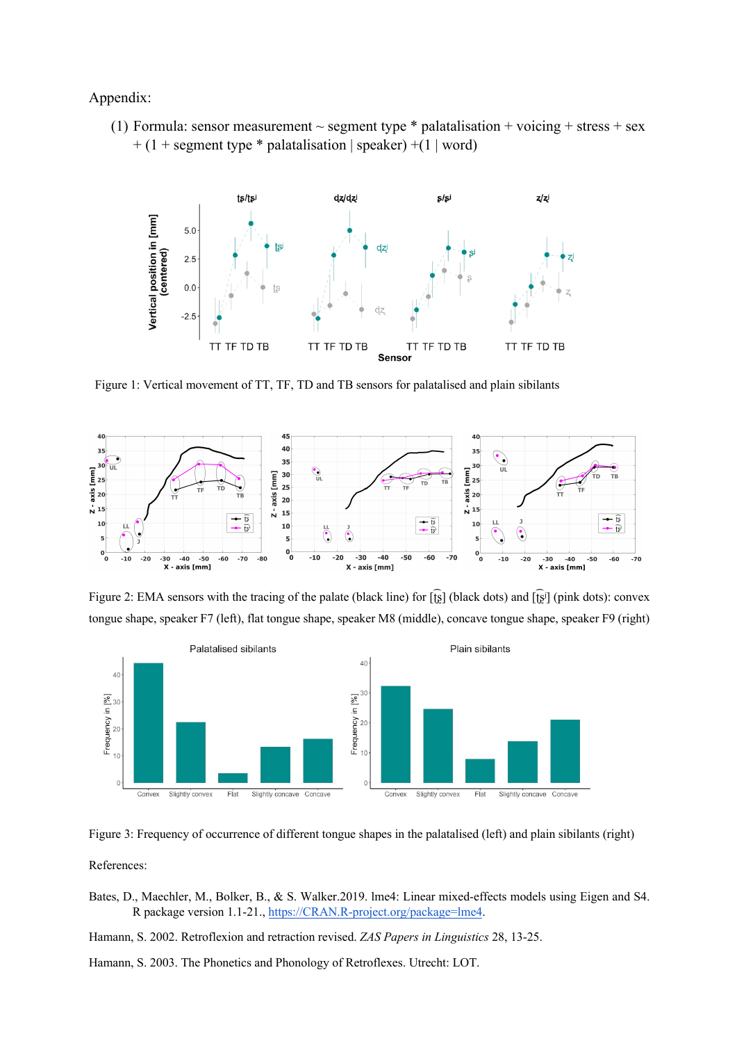Appendix:

(1) Formula: sensor measurement ~ segment type * palatalisation + voicing + stress + sex + (1 + segment type * palatalisation | speaker) +(1 | word)

ʈʂ/ʈʂʲ

dʐ/dʐʲ

ʂ/ʂʲ

ʐ/ʐʲ

Vertical position in [mm] (centered)

5.0

2.5

0.0

-2.5

ʈʂʲ

ʈʂ

dʐʲ

dʐ

ʂʲ

ʂ

ʐʲ

ʐ

TT TF TD TB

TT TF TD TB

TT TF TD TB

TT TF TD TB

Sensor

Figure 1: Vertical movement of TT, TF, TD and TB sensors for palatalised and plain sibilants

Z - axis [mm]

X - axis [mm]

UL

LL

J

TT

TF

TD

TB

ʈʂ

ʈʂʲ

Figure 2: EMA sensors with the tracing of the palate (black line) for [ʈʂ] (black dots) and [ʈʂʲ] (pink dots): convex tongue shape, speaker F7 (left), flat tongue shape, speaker M8 (middle), concave tongue shape, speaker F9 (right)

Palatalised sibilants

Plain sibilants

Frequency in [%]

Convex

Slightly convex

Flat

Slightly concave

Concave

Figure 3: Frequency of occurrence of different tongue shapes in the palatalised (left) and plain sibilants (right)

References:

Bates, D., Maechler, M., Bolker, B., & S. Walker.2019. lme4: Linear mixed-effects models using Eigen and S4. R package version 1.1-21., https://CRAN.R-project.org/package=lme4.

Hamann, S. 2002. Retroflexion and retraction revised. *ZAS Papers in Linguistics* 28, 13-25.

Hamann, S. 2003. The Phonetics and Phonology of Retroflexes. Utrecht: LOT.